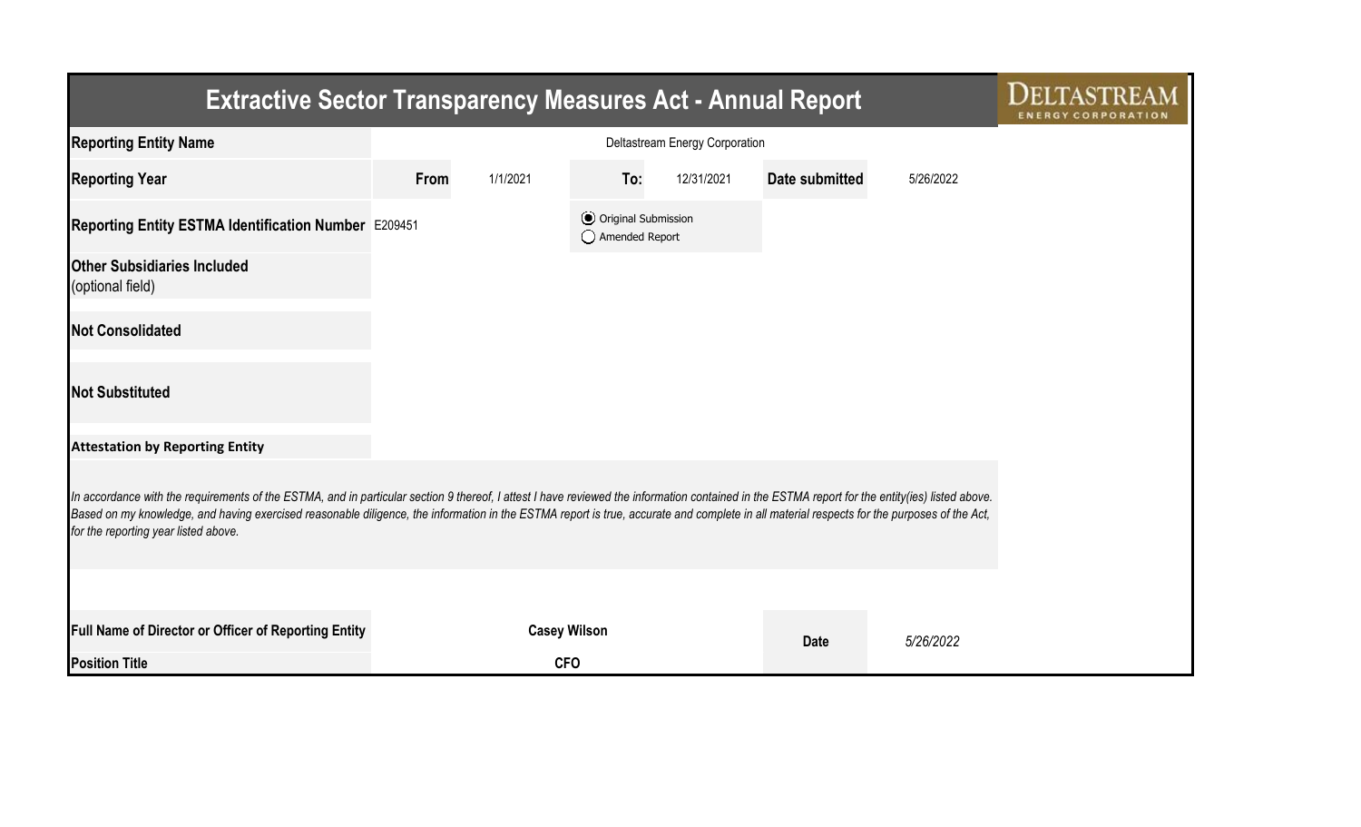# Extractive Sector Transparency Measures Act - Annual Report

DELTASTREAM ENERGY CORPORATION

| | | | | | | |
|---|---|---|---|---|---|---|
| **Reporting Entity Name** | Deltastream Energy Corporation | | | | | |
| **Reporting Year** | **From** | 1/1/2021 | **To:** | 12/31/2021 | **Date submitted** | 5/26/2022 |
| **Reporting Entity ESTMA Identification Number** | E209451 | | (●) Original Submission<br>( ) Amended Report | | | |
| **Other Subsidiaries Included** (optional field) | | | | | | |
| **Not Consolidated** | | | | | | |
| **Not Substituted** | | | | | | |

**Attestation by Reporting Entity**

*In accordance with the requirements of the ESTMA, and in particular section 9 thereof, I attest I have reviewed the information contained in the ESTMA report for the entity(ies) listed above. Based on my knowledge, and having exercised reasonable diligence, the information in the ESTMA report is true, accurate and complete in all material respects for the purposes of the Act, for the reporting year listed above.*

| | | | |
|---|---|---|---|
| **Full Name of Director or Officer of Reporting Entity** | **Casey Wilson** | **Date** | *5/26/2022* |
| **Position Title** | **CFO** | | |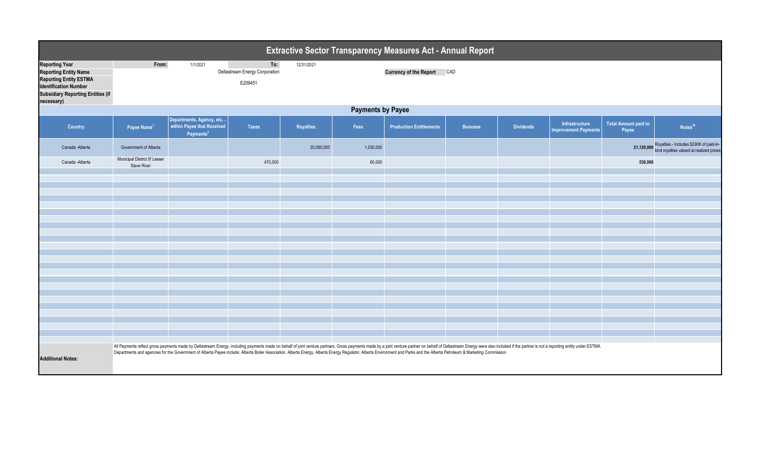# Extractive Sector Transparency Measures Act - Annual Report

| | | | | |
|---|---|---|---|---|
| **Reporting Year** | From: | 1/1/2021 | To: | 12/31/2021 |
| **Reporting Entity Name** | Deltastream Energy Corporation | | **Currency of the Report** | CAD |
| **Reporting Entity ESTMA Identification Number** | E209451 | | | |
| **Subsidiary Reporting Entities (if necessary)** | | | | |

## Payments by Payee

| Country | Payee Name[1] | Departments, Agency, etc... within Payee that Received Payments[2] | Taxes | Royalties | Fees | Production Entitlements | Bonuses | Dividends | Infrastructure Improvement Payments | Total Amount paid to Payee | Notes[34] |
|---|---|---|---|---|---|---|---|---|---|---|---|
| Canada -Alberta | Government of Alberta | | | 20,090,000 | 1,030,000 | | | | | 21,120,000 | Royalties - Includes $290K of paid-in-kind royalties valued at realized prices |
| Canada -Alberta | Municipal District 0f Lesser Slave River | | 470,000 | | 60,000 | | | | | 530,000 | |

**Additional Notes:**

All Payments reflect gross payments made by Deltastream Energy, including payments made on behalf of joint venture partners. Gross payments made by a joint venture partner on behalf of Deltastream Energy were also included if the partner is not a reporting entity under ESTMA.
Departments and agencies for the Government of Alberta Payee include: Alberta Boiler Association, Alberta Energy, Alberta Energy Regulator, Alberta Environment and Parks and the Alberta Petroleum & Marketing Commission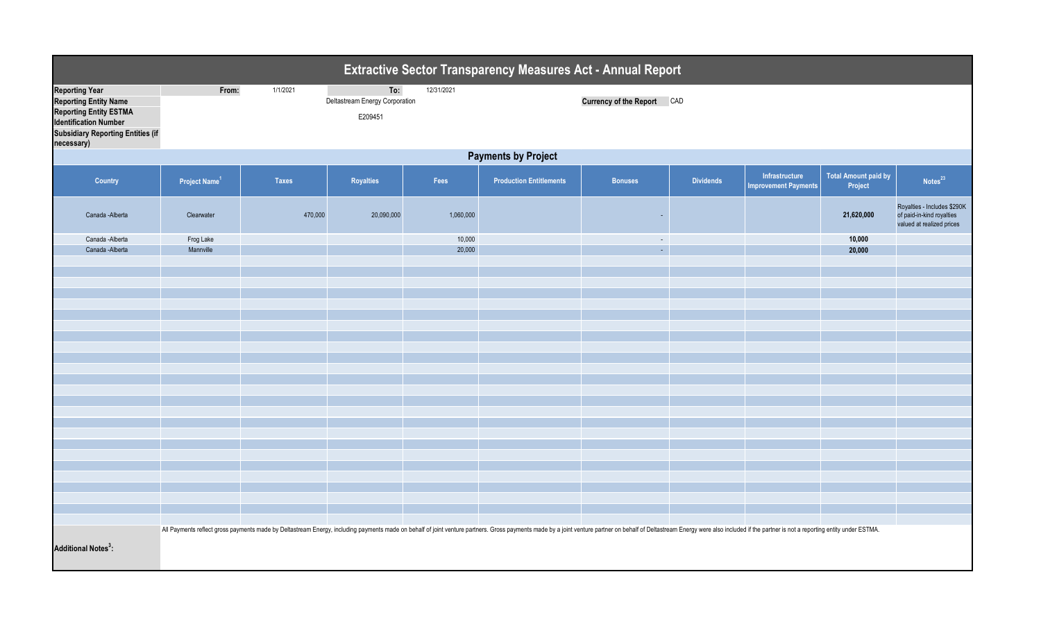# Extractive Sector Transparency Measures Act - Annual Report

| | | | | |
|---|---|---|---|---|
| **Reporting Year** | **From:** | 1/1/2021 | **To:** | 12/31/2021 |
| **Reporting Entity Name** | | Deltastream Energy Corporation | | |
| **Reporting Entity ESTMA Identification Number** | | E209451 | | |
| **Subsidiary Reporting Entities (if necessary)** | | | | |

**Currency of the Report** CAD

## Payments by Project

| Country | Project Name[1] | Taxes | Royalties | Fees | Production Entitlements | Bonuses | Dividends | Infrastructure Improvement Payments | Total Amount paid by Project | Notes[23] |
|---|---|---|---|---|---|---|---|---|---|---|
| Canada -Alberta | Clearwater | 470,000 | 20,090,000 | 1,060,000 | | - | | | **21,620,000** | Royalties - Includes $290K of paid-in-kind royalties valued at realized prices |
| Canada -Alberta | Frog Lake | | | 10,000 | | - | | | **10,000** | |
| Canada -Alberta | Mannville | | | 20,000 | | - | | | **20,000** | |

**Additional Notes[3]:** All Payments reflect gross payments made by Deltastream Energy, including payments made on behalf of joint venture partners. Gross payments made by a joint venture partner on behalf of Deltastream Energy were also included if the partner is not a reporting entity under ESTMA.